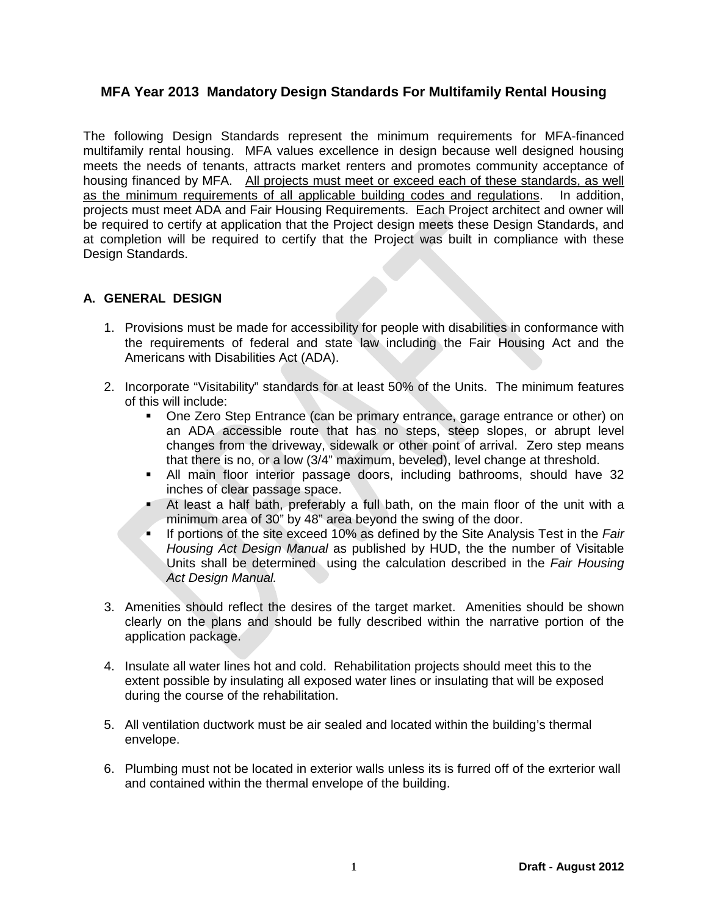# MFA Year 2013 Mandatory Design Standards For Multifamily Rental Housing

The following Design Standards represent the minimum requirements for MFA-financed multifamily rental housing. MFA values excellence in design because well designed housing meets the needs of tenants, attracts market renters and promotes community acceptance of housing financed by MFA. <u>All projects must meet or exceed each of these standards, as well as the minimum requirements of all applicable building codes and regulations</u>. In addition, projects must meet ADA and Fair Housing Requirements. Each Project architect and owner will be required to certify at application that the Project design meets these Design Standards, and at completion will be required to certify that the Project was built in compliance with these Design Standards.

## A. GENERAL DESIGN

1. Provisions must be made for accessibility for people with disabilities in conformance with the requirements of federal and state law including the Fair Housing Act and the Americans with Disabilities Act (ADA).

2. Incorporate "Visitability" standards for at least 50% of the Units. The minimum features of this will include:
   - One Zero Step Entrance (can be primary entrance, garage entrance or other) on an ADA accessible route that has no steps, steep slopes, or abrupt level changes from the driveway, sidewalk or other point of arrival. Zero step means that there is no, or a low (3/4" maximum, beveled), level change at threshold.
   - All main floor interior passage doors, including bathrooms, should have 32 inches of clear passage space.
   - At least a half bath, preferably a full bath, on the main floor of the unit with a minimum area of 30" by 48" area beyond the swing of the door.
   - If portions of the site exceed 10% as defined by the Site Analysis Test in the *Fair Housing Act Design Manual* as published by HUD, the the number of Visitable Units shall be determined using the calculation described in the *Fair Housing Act Design Manual.*

3. Amenities should reflect the desires of the target market. Amenities should be shown clearly on the plans and should be fully described within the narrative portion of the application package.

4. Insulate all water lines hot and cold. Rehabilitation projects should meet this to the extent possible by insulating all exposed water lines or insulating that will be exposed during the course of the rehabilitation.

5. All ventilation ductwork must be air sealed and located within the building's thermal envelope.

6. Plumbing must not be located in exterior walls unless its is furred off of the exrterior wall and contained within the thermal envelope of the building.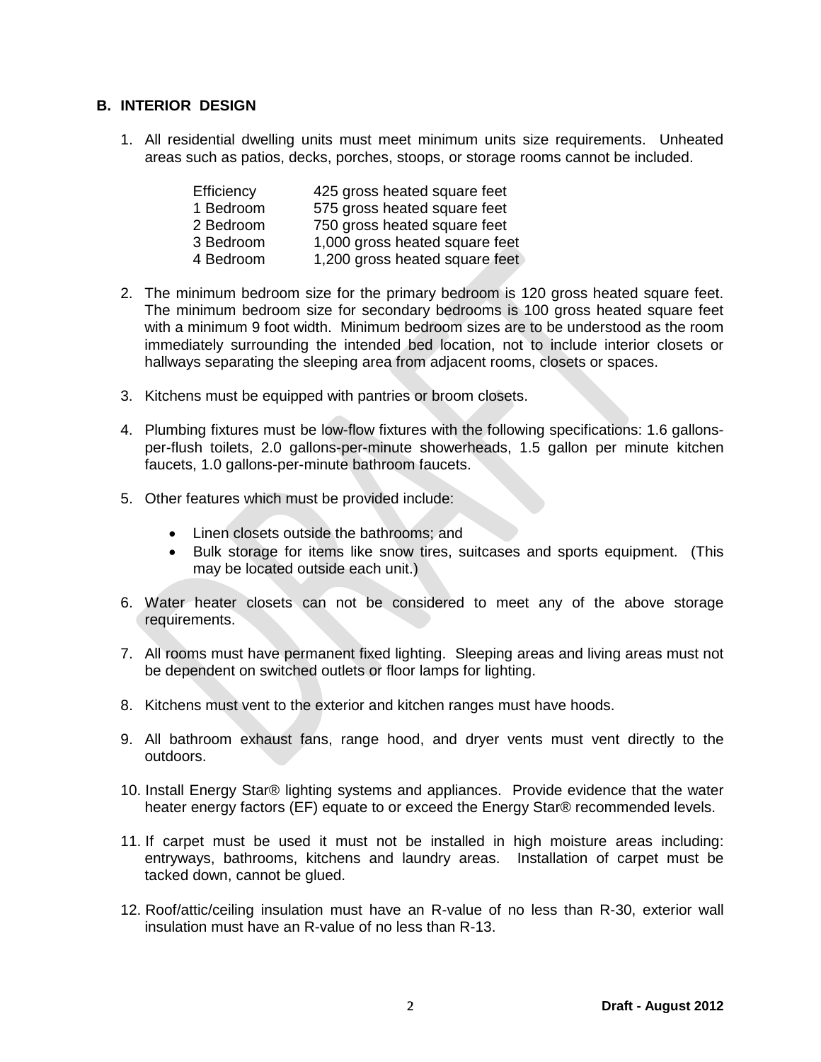## B. INTERIOR DESIGN

1. All residential dwelling units must meet minimum units size requirements. Unheated areas such as patios, decks, porches, stoops, or storage rooms cannot be included.

| | |
|---|---|
| Efficiency | 425 gross heated square feet |
| 1 Bedroom | 575 gross heated square feet |
| 2 Bedroom | 750 gross heated square feet |
| 3 Bedroom | 1,000 gross heated square feet |
| 4 Bedroom | 1,200 gross heated square feet |

2. The minimum bedroom size for the primary bedroom is 120 gross heated square feet. The minimum bedroom size for secondary bedrooms is 100 gross heated square feet with a minimum 9 foot width. Minimum bedroom sizes are to be understood as the room immediately surrounding the intended bed location, not to include interior closets or hallways separating the sleeping area from adjacent rooms, closets or spaces.

3. Kitchens must be equipped with pantries or broom closets.

4. Plumbing fixtures must be low-flow fixtures with the following specifications: 1.6 gallons-per-flush toilets, 2.0 gallons-per-minute showerheads, 1.5 gallon per minute kitchen faucets, 1.0 gallons-per-minute bathroom faucets.

5. Other features which must be provided include:

   - Linen closets outside the bathrooms; and
   - Bulk storage for items like snow tires, suitcases and sports equipment. (This may be located outside each unit.)

6. Water heater closets can not be considered to meet any of the above storage requirements.

7. All rooms must have permanent fixed lighting. Sleeping areas and living areas must not be dependent on switched outlets or floor lamps for lighting.

8. Kitchens must vent to the exterior and kitchen ranges must have hoods.

9. All bathroom exhaust fans, range hood, and dryer vents must vent directly to the outdoors.

10. Install Energy Star® lighting systems and appliances. Provide evidence that the water heater energy factors (EF) equate to or exceed the Energy Star® recommended levels.

11. If carpet must be used it must not be installed in high moisture areas including: entryways, bathrooms, kitchens and laundry areas. Installation of carpet must be tacked down, cannot be glued.

12. Roof/attic/ceiling insulation must have an R-value of no less than R-30, exterior wall insulation must have an R-value of no less than R-13.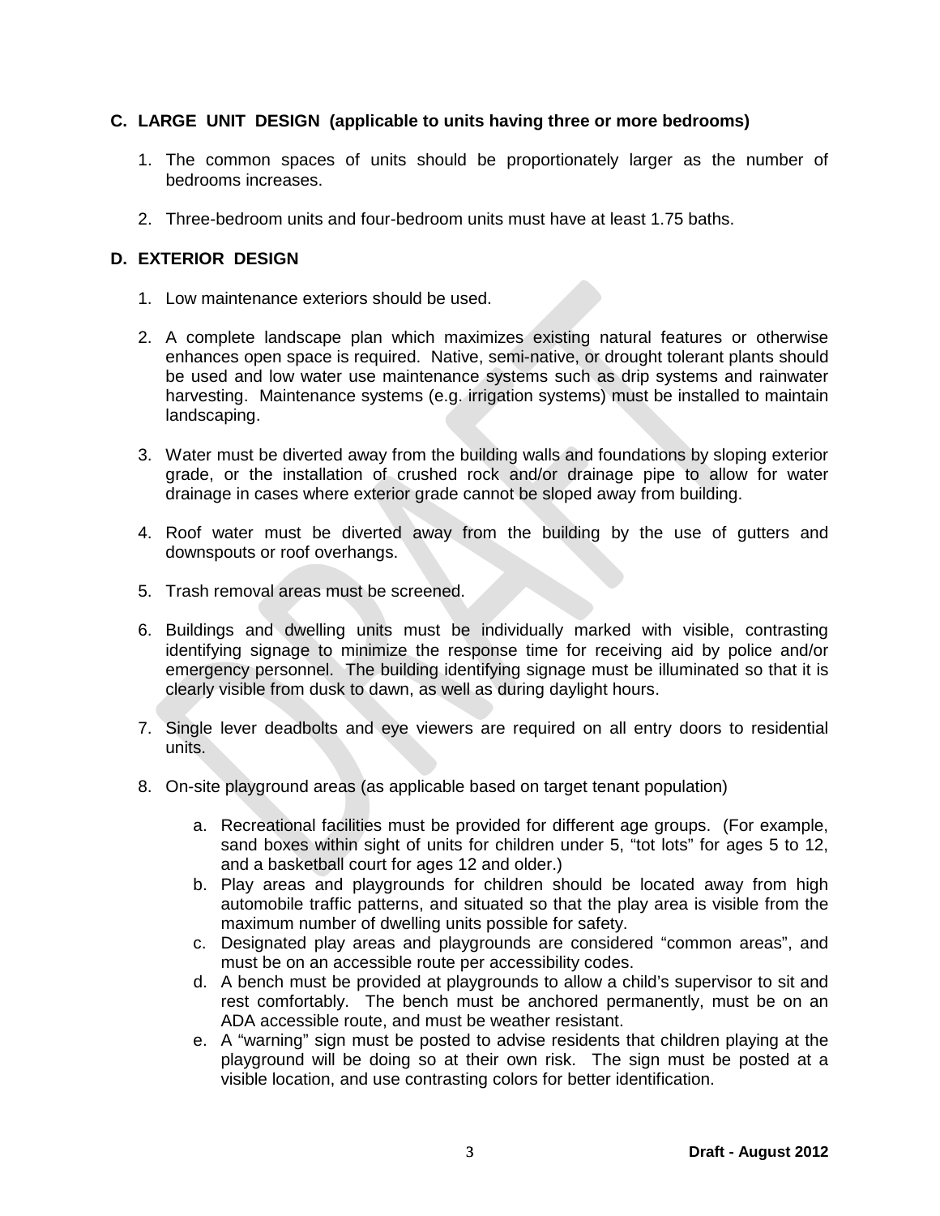## C. LARGE UNIT DESIGN (applicable to units having three or more bedrooms)

1. The common spaces of units should be proportionately larger as the number of bedrooms increases.
2. Three-bedroom units and four-bedroom units must have at least 1.75 baths.

## D. EXTERIOR DESIGN

1. Low maintenance exteriors should be used.
2. A complete landscape plan which maximizes existing natural features or otherwise enhances open space is required. Native, semi-native, or drought tolerant plants should be used and low water use maintenance systems such as drip systems and rainwater harvesting. Maintenance systems (e.g. irrigation systems) must be installed to maintain landscaping.
3. Water must be diverted away from the building walls and foundations by sloping exterior grade, or the installation of crushed rock and/or drainage pipe to allow for water drainage in cases where exterior grade cannot be sloped away from building.
4. Roof water must be diverted away from the building by the use of gutters and downspouts or roof overhangs.
5. Trash removal areas must be screened.
6. Buildings and dwelling units must be individually marked with visible, contrasting identifying signage to minimize the response time for receiving aid by police and/or emergency personnel. The building identifying signage must be illuminated so that it is clearly visible from dusk to dawn, as well as during daylight hours.
7. Single lever deadbolts and eye viewers are required on all entry doors to residential units.
8. On-site playground areas (as applicable based on target tenant population)
   a. Recreational facilities must be provided for different age groups. (For example, sand boxes within sight of units for children under 5, "tot lots" for ages 5 to 12, and a basketball court for ages 12 and older.)
   b. Play areas and playgrounds for children should be located away from high automobile traffic patterns, and situated so that the play area is visible from the maximum number of dwelling units possible for safety.
   c. Designated play areas and playgrounds are considered "common areas", and must be on an accessible route per accessibility codes.
   d. A bench must be provided at playgrounds to allow a child's supervisor to sit and rest comfortably. The bench must be anchored permanently, must be on an ADA accessible route, and must be weather resistant.
   e. A "warning" sign must be posted to advise residents that children playing at the playground will be doing so at their own risk. The sign must be posted at a visible location, and use contrasting colors for better identification.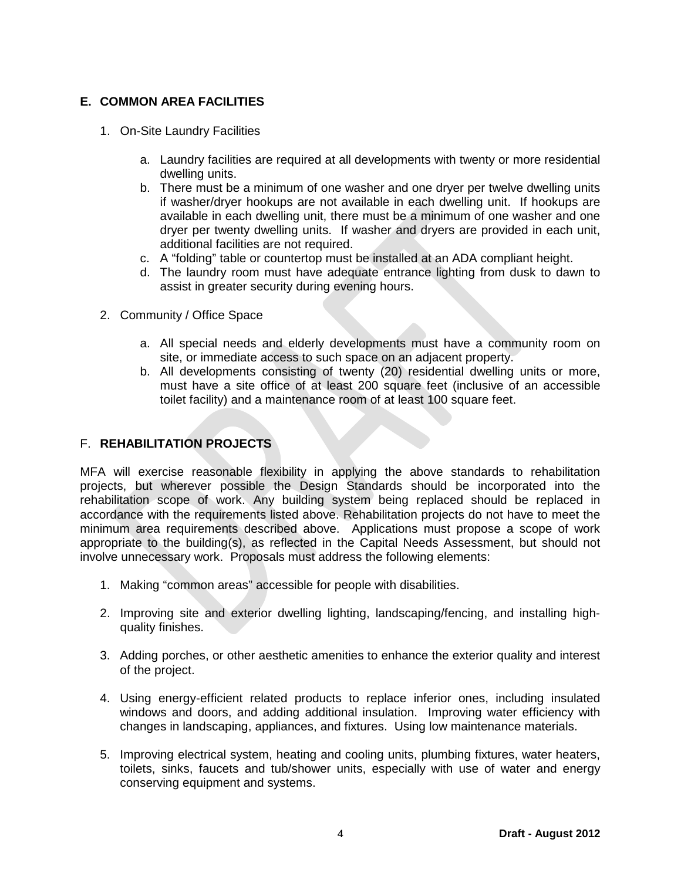## E. COMMON AREA FACILITIES

1. On-Site Laundry Facilities

   a. Laundry facilities are required at all developments with twenty or more residential dwelling units.
   b. There must be a minimum of one washer and one dryer per twelve dwelling units if washer/dryer hookups are not available in each dwelling unit. If hookups are available in each dwelling unit, there must be a minimum of one washer and one dryer per twenty dwelling units. If washer and dryers are provided in each unit, additional facilities are not required.
   c. A "folding" table or countertop must be installed at an ADA compliant height.
   d. The laundry room must have adequate entrance lighting from dusk to dawn to assist in greater security during evening hours.

2. Community / Office Space

   a. All special needs and elderly developments must have a community room on site, or immediate access to such space on an adjacent property.
   b. All developments consisting of twenty (20) residential dwelling units or more, must have a site office of at least 200 square feet (inclusive of an accessible toilet facility) and a maintenance room of at least 100 square feet.

## F. REHABILITATION PROJECTS

MFA will exercise reasonable flexibility in applying the above standards to rehabilitation projects, but wherever possible the Design Standards should be incorporated into the rehabilitation scope of work. Any building system being replaced should be replaced in accordance with the requirements listed above. Rehabilitation projects do not have to meet the minimum area requirements described above. Applications must propose a scope of work appropriate to the building(s), as reflected in the Capital Needs Assessment, but should not involve unnecessary work. Proposals must address the following elements:

1. Making "common areas" accessible for people with disabilities.

2. Improving site and exterior dwelling lighting, landscaping/fencing, and installing high-quality finishes.

3. Adding porches, or other aesthetic amenities to enhance the exterior quality and interest of the project.

4. Using energy-efficient related products to replace inferior ones, including insulated windows and doors, and adding additional insulation. Improving water efficiency with changes in landscaping, appliances, and fixtures. Using low maintenance materials.

5. Improving electrical system, heating and cooling units, plumbing fixtures, water heaters, toilets, sinks, faucets and tub/shower units, especially with use of water and energy conserving equipment and systems.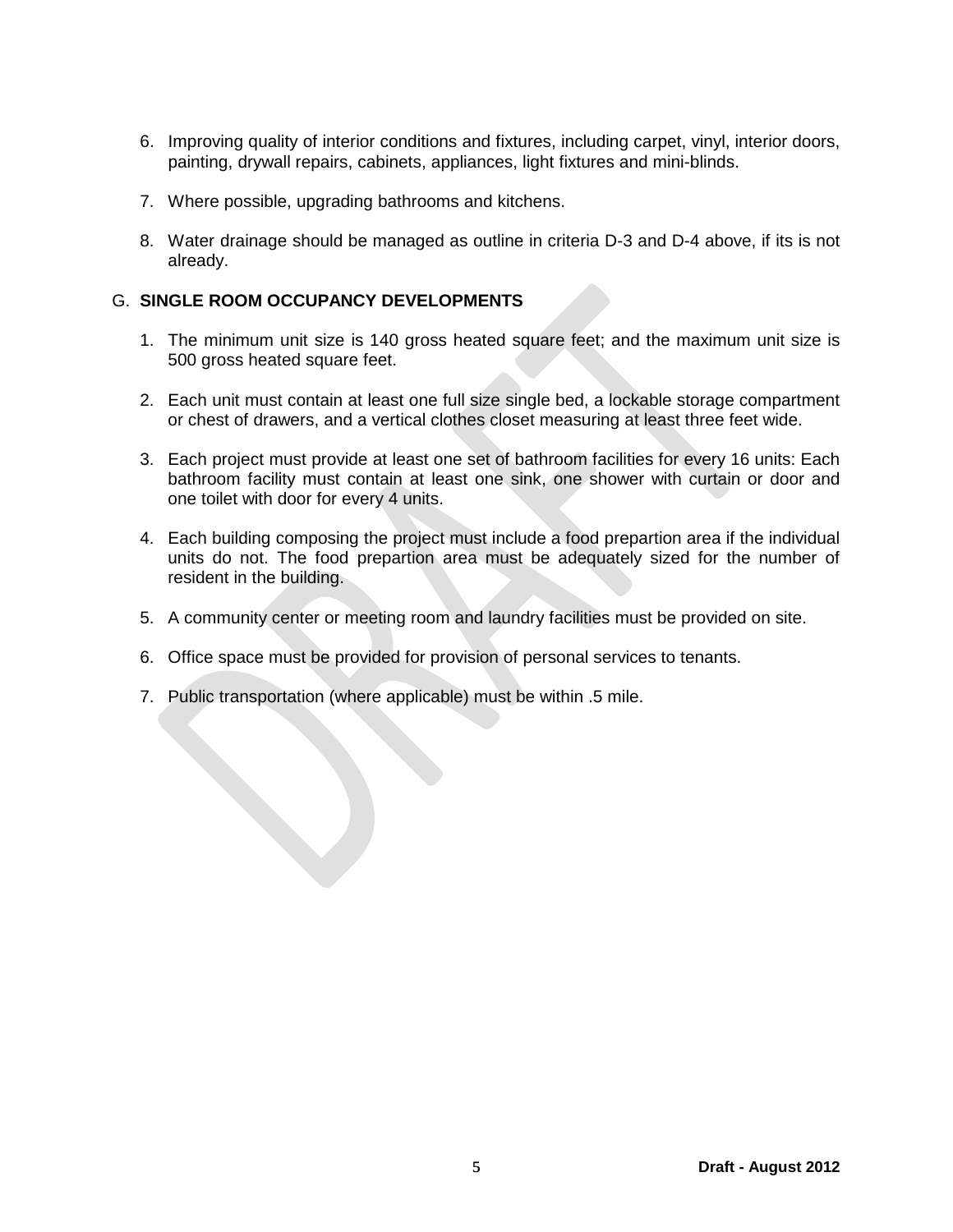6. Improving quality of interior conditions and fixtures, including carpet, vinyl, interior doors, painting, drywall repairs, cabinets, appliances, light fixtures and mini-blinds.

7. Where possible, upgrading bathrooms and kitchens.

8. Water drainage should be managed as outline in criteria D-3 and D-4 above, if its is not already.

## G. SINGLE ROOM OCCUPANCY DEVELOPMENTS

1. The minimum unit size is 140 gross heated square feet; and the maximum unit size is 500 gross heated square feet.

2. Each unit must contain at least one full size single bed, a lockable storage compartment or chest of drawers, and a vertical clothes closet measuring at least three feet wide.

3. Each project must provide at least one set of bathroom facilities for every 16 units: Each bathroom facility must contain at least one sink, one shower with curtain or door and one toilet with door for every 4 units.

4. Each building composing the project must include a food prepartion area if the individual units do not. The food prepartion area must be adequately sized for the number of resident in the building.

5. A community center or meeting room and laundry facilities must be provided on site.

6. Office space must be provided for provision of personal services to tenants.

7. Public transportation (where applicable) must be within .5 mile.